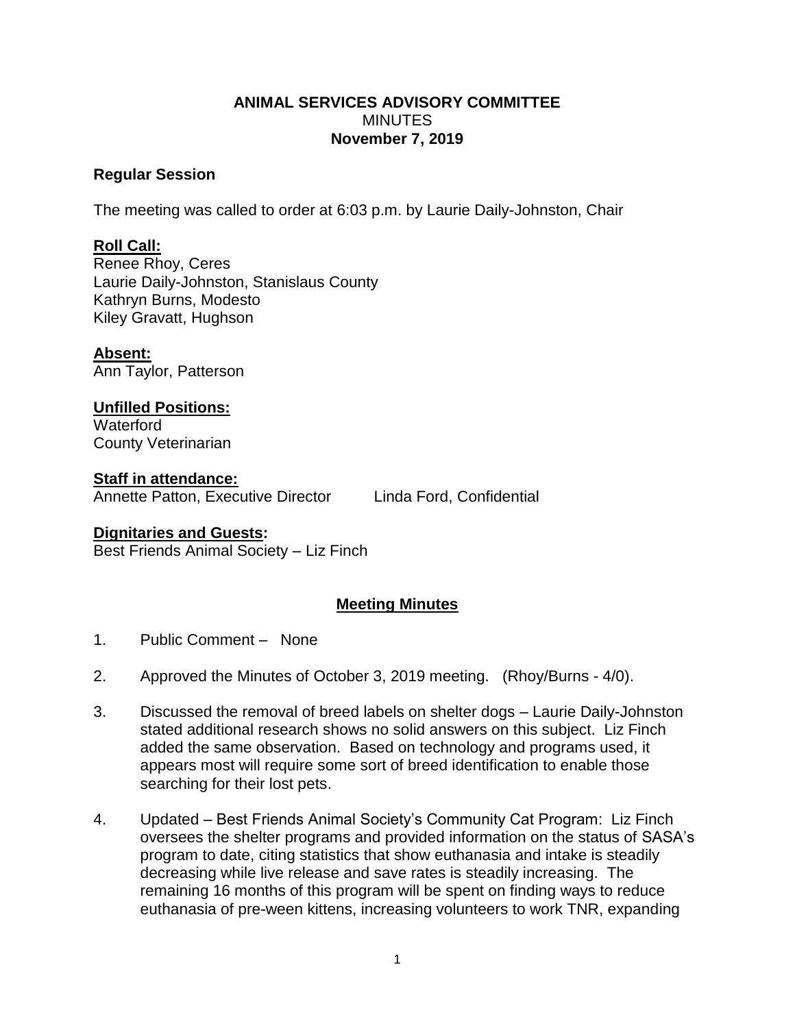# ANIMAL SERVICES ADVISORY COMMITTEE

MINUTES

**November 7, 2019**

## Regular Session

The meeting was called to order at 6:03 p.m. by Laurie Daily-Johnston, Chair

**Roll Call:**
Renee Rhoy, Ceres
Laurie Daily-Johnston, Stanislaus County
Kathryn Burns, Modesto
Kiley Gravatt, Hughson

**Absent:**
Ann Taylor, Patterson

**Unfilled Positions:**
Waterford
County Veterinarian

**Staff in attendance:**
Annette Patton, Executive Director    Linda Ford, Confidential

**Dignitaries and Guests:**
Best Friends Animal Society – Liz Finch

## Meeting Minutes

1. Public Comment – None

2. Approved the Minutes of October 3, 2019 meeting. (Rhoy/Burns - 4/0).

3. Discussed the removal of breed labels on shelter dogs – Laurie Daily-Johnston stated additional research shows no solid answers on this subject. Liz Finch added the same observation. Based on technology and programs used, it appears most will require some sort of breed identification to enable those searching for their lost pets.

4. Updated – Best Friends Animal Society's Community Cat Program: Liz Finch oversees the shelter programs and provided information on the status of SASA's program to date, citing statistics that show euthanasia and intake is steadily decreasing while live release and save rates is steadily increasing. The remaining 16 months of this program will be spent on finding ways to reduce euthanasia of pre-ween kittens, increasing volunteers to work TNR, expanding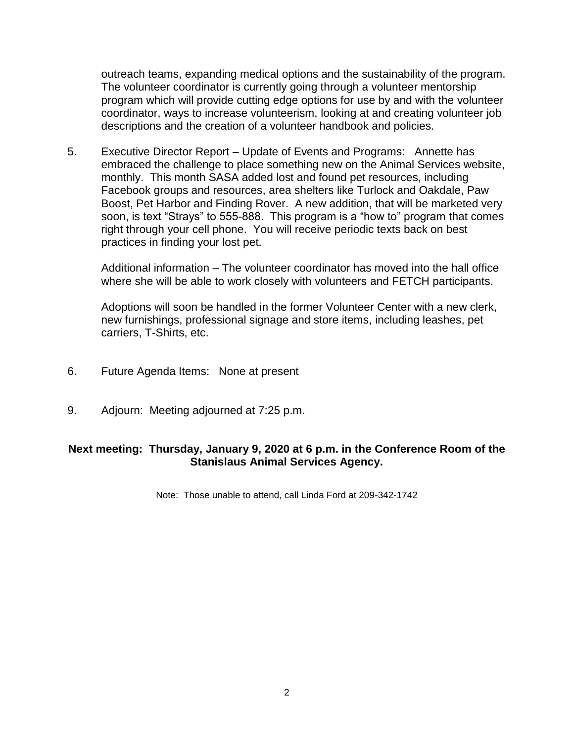outreach teams, expanding medical options and the sustainability of the program. The volunteer coordinator is currently going through a volunteer mentorship program which will provide cutting edge options for use by and with the volunteer coordinator, ways to increase volunteerism, looking at and creating volunteer job descriptions and the creation of a volunteer handbook and policies.

5. Executive Director Report – Update of Events and Programs: Annette has embraced the challenge to place something new on the Animal Services website, monthly. This month SASA added lost and found pet resources, including Facebook groups and resources, area shelters like Turlock and Oakdale, Paw Boost, Pet Harbor and Finding Rover. A new addition, that will be marketed very soon, is text "Strays" to 555-888. This program is a "how to" program that comes right through your cell phone. You will receive periodic texts back on best practices in finding your lost pet.

   Additional information – The volunteer coordinator has moved into the hall office where she will be able to work closely with volunteers and FETCH participants.

   Adoptions will soon be handled in the former Volunteer Center with a new clerk, new furnishings, professional signage and store items, including leashes, pet carriers, T-Shirts, etc.

6. Future Agenda Items: None at present

9. Adjourn: Meeting adjourned at 7:25 p.m.

**Next meeting: Thursday, January 9, 2020 at 6 p.m. in the Conference Room of the Stanislaus Animal Services Agency.**

Note: Those unable to attend, call Linda Ford at 209-342-1742